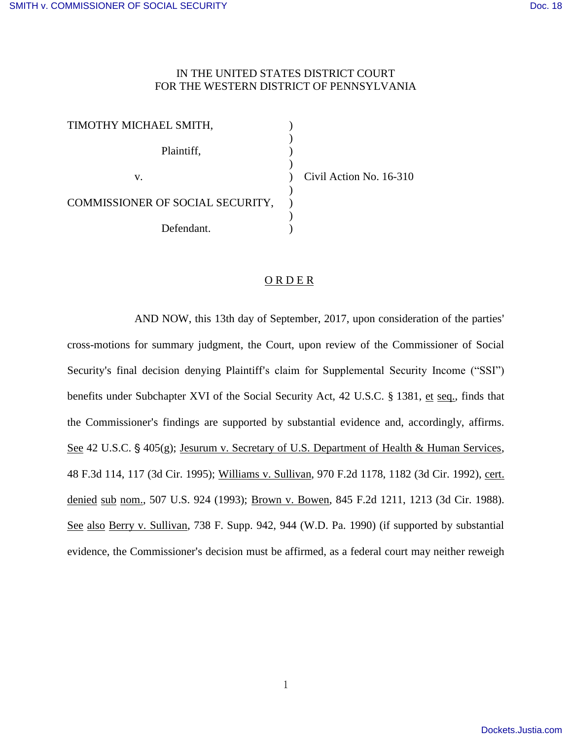IN THE UNITED STATES DISTRICT COURT
FOR THE WESTERN DISTRICT OF PENNSYLVANIA

| | | |
|---|---|---|
| TIMOTHY MICHAEL SMITH, | ) | |
| Plaintiff, | ) | |
| v. | ) | Civil Action No. 16-310 |
| COMMISSIONER OF SOCIAL SECURITY, | ) | |
| Defendant. | ) | |

## O R D E R

AND NOW, this 13th day of September, 2017, upon consideration of the parties' cross-motions for summary judgment, the Court, upon review of the Commissioner of Social Security's final decision denying Plaintiff's claim for Supplemental Security Income ("SSI") benefits under Subchapter XVI of the Social Security Act, 42 U.S.C. § 1381, et seq., finds that the Commissioner's findings are supported by substantial evidence and, accordingly, affirms. See 42 U.S.C. § 405(g); Jesurum v. Secretary of U.S. Department of Health & Human Services, 48 F.3d 114, 117 (3d Cir. 1995); Williams v. Sullivan, 970 F.2d 1178, 1182 (3d Cir. 1992), cert. denied sub nom., 507 U.S. 924 (1993); Brown v. Bowen, 845 F.2d 1211, 1213 (3d Cir. 1988). See also Berry v. Sullivan, 738 F. Supp. 942, 944 (W.D. Pa. 1990) (if supported by substantial evidence, the Commissioner's decision must be affirmed, as a federal court may neither reweigh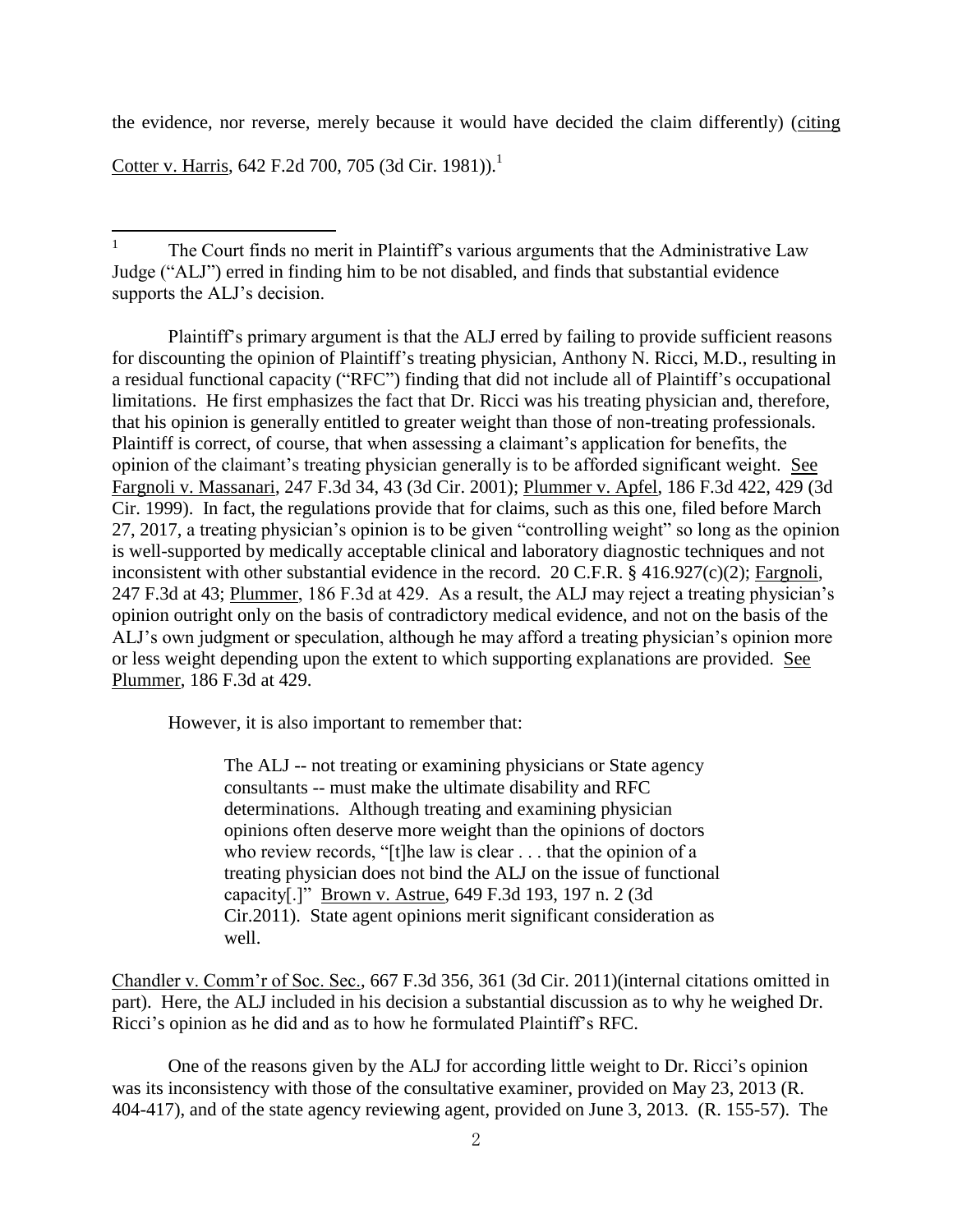the evidence, nor reverse, merely because it would have decided the claim differently) (citing Cotter v. Harris, 642 F.2d 700, 705 (3d Cir. 1981)).[1]

---

[1] The Court finds no merit in Plaintiff's various arguments that the Administrative Law Judge ("ALJ") erred in finding him to be not disabled, and finds that substantial evidence supports the ALJ's decision.

Plaintiff's primary argument is that the ALJ erred by failing to provide sufficient reasons for discounting the opinion of Plaintiff's treating physician, Anthony N. Ricci, M.D., resulting in a residual functional capacity ("RFC") finding that did not include all of Plaintiff's occupational limitations. He first emphasizes the fact that Dr. Ricci was his treating physician and, therefore, that his opinion is generally entitled to greater weight than those of non-treating professionals. Plaintiff is correct, of course, that when assessing a claimant's application for benefits, the opinion of the claimant's treating physician generally is to be afforded significant weight. See Fargnoli v. Massanari, 247 F.3d 34, 43 (3d Cir. 2001); Plummer v. Apfel, 186 F.3d 422, 429 (3d Cir. 1999). In fact, the regulations provide that for claims, such as this one, filed before March 27, 2017, a treating physician's opinion is to be given "controlling weight" so long as the opinion is well-supported by medically acceptable clinical and laboratory diagnostic techniques and not inconsistent with other substantial evidence in the record. 20 C.F.R. § 416.927(c)(2); Fargnoli, 247 F.3d at 43; Plummer, 186 F.3d at 429. As a result, the ALJ may reject a treating physician's opinion outright only on the basis of contradictory medical evidence, and not on the basis of the ALJ's own judgment or speculation, although he may afford a treating physician's opinion more or less weight depending upon the extent to which supporting explanations are provided. See Plummer, 186 F.3d at 429.

However, it is also important to remember that:

> The ALJ -- not treating or examining physicians or State agency consultants -- must make the ultimate disability and RFC determinations. Although treating and examining physician opinions often deserve more weight than the opinions of doctors who review records, "[t]he law is clear . . . that the opinion of a treating physician does not bind the ALJ on the issue of functional capacity[.]" Brown v. Astrue, 649 F.3d 193, 197 n. 2 (3d Cir.2011). State agent opinions merit significant consideration as well.

Chandler v. Comm'r of Soc. Sec., 667 F.3d 356, 361 (3d Cir. 2011)(internal citations omitted in part). Here, the ALJ included in his decision a substantial discussion as to why he weighed Dr. Ricci's opinion as he did and as to how he formulated Plaintiff's RFC.

One of the reasons given by the ALJ for according little weight to Dr. Ricci's opinion was its inconsistency with those of the consultative examiner, provided on May 23, 2013 (R. 404-417), and of the state agency reviewing agent, provided on June 3, 2013. (R. 155-57). The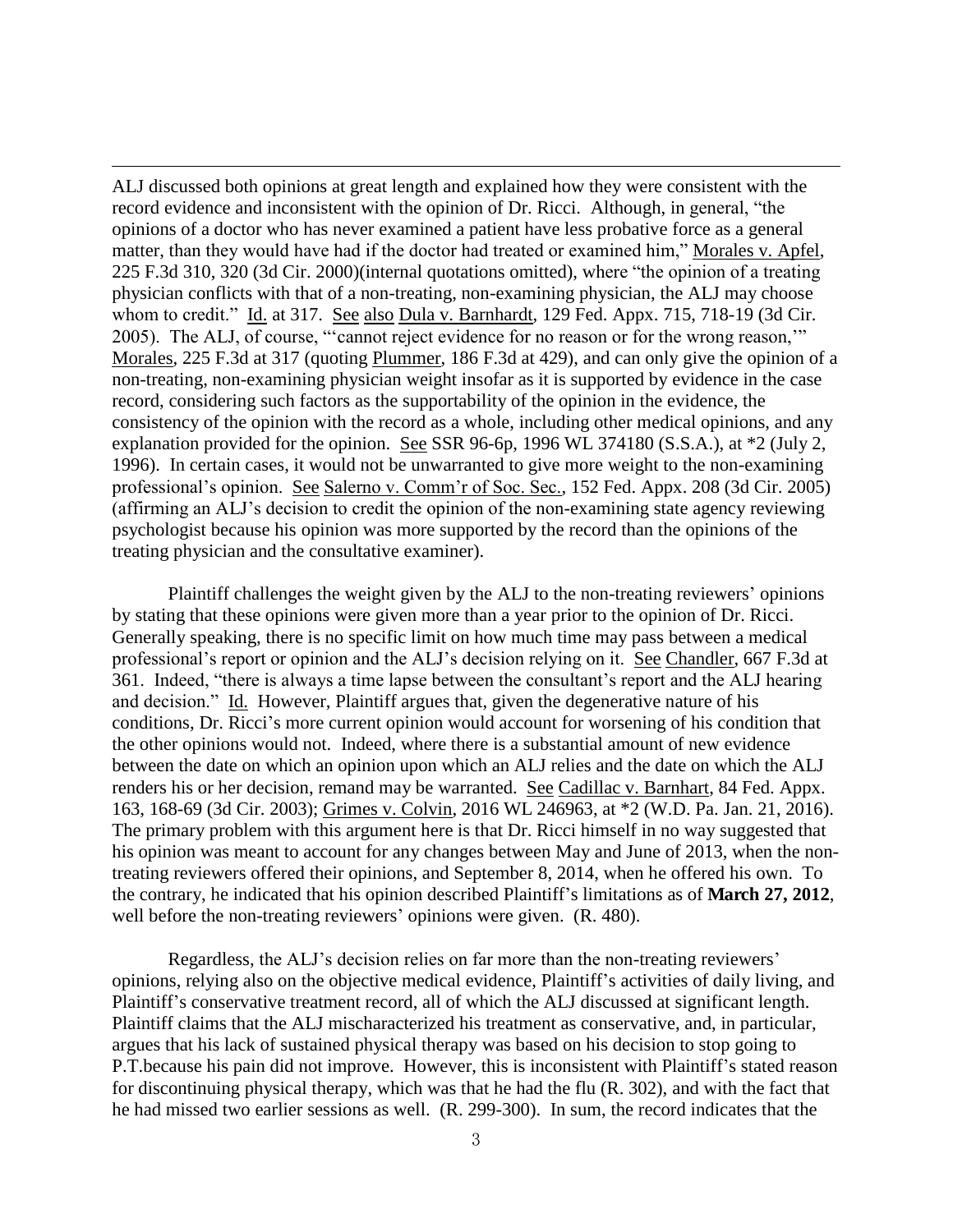ALJ discussed both opinions at great length and explained how they were consistent with the record evidence and inconsistent with the opinion of Dr. Ricci. Although, in general, "the opinions of a doctor who has never examined a patient have less probative force as a general matter, than they would have had if the doctor had treated or examined him," Morales v. Apfel, 225 F.3d 310, 320 (3d Cir. 2000)(internal quotations omitted), where "the opinion of a treating physician conflicts with that of a non-treating, non-examining physician, the ALJ may choose whom to credit." Id. at 317. See also Dula v. Barnhardt, 129 Fed. Appx. 715, 718-19 (3d Cir. 2005). The ALJ, of course, "'cannot reject evidence for no reason or for the wrong reason,'" Morales, 225 F.3d at 317 (quoting Plummer, 186 F.3d at 429), and can only give the opinion of a non-treating, non-examining physician weight insofar as it is supported by evidence in the case record, considering such factors as the supportability of the opinion in the evidence, the consistency of the opinion with the record as a whole, including other medical opinions, and any explanation provided for the opinion. See SSR 96-6p, 1996 WL 374180 (S.S.A.), at *2 (July 2, 1996). In certain cases, it would not be unwarranted to give more weight to the non-examining professional's opinion. See Salerno v. Comm'r of Soc. Sec., 152 Fed. Appx. 208 (3d Cir. 2005) (affirming an ALJ's decision to credit the opinion of the non-examining state agency reviewing psychologist because his opinion was more supported by the record than the opinions of the treating physician and the consultative examiner).

Plaintiff challenges the weight given by the ALJ to the non-treating reviewers' opinions by stating that these opinions were given more than a year prior to the opinion of Dr. Ricci. Generally speaking, there is no specific limit on how much time may pass between a medical professional's report or opinion and the ALJ's decision relying on it. See Chandler, 667 F.3d at 361. Indeed, "there is always a time lapse between the consultant's report and the ALJ hearing and decision." Id. However, Plaintiff argues that, given the degenerative nature of his conditions, Dr. Ricci's more current opinion would account for worsening of his condition that the other opinions would not. Indeed, where there is a substantial amount of new evidence between the date on which an opinion upon which an ALJ relies and the date on which the ALJ renders his or her decision, remand may be warranted. See Cadillac v. Barnhart, 84 Fed. Appx. 163, 168-69 (3d Cir. 2003); Grimes v. Colvin, 2016 WL 246963, at *2 (W.D. Pa. Jan. 21, 2016). The primary problem with this argument here is that Dr. Ricci himself in no way suggested that his opinion was meant to account for any changes between May and June of 2013, when the non-treating reviewers offered their opinions, and September 8, 2014, when he offered his own. To the contrary, he indicated that his opinion described Plaintiff's limitations as of **March 27, 2012**, well before the non-treating reviewers' opinions were given. (R. 480).

Regardless, the ALJ's decision relies on far more than the non-treating reviewers' opinions, relying also on the objective medical evidence, Plaintiff's activities of daily living, and Plaintiff's conservative treatment record, all of which the ALJ discussed at significant length. Plaintiff claims that the ALJ mischaracterized his treatment as conservative, and, in particular, argues that his lack of sustained physical therapy was based on his decision to stop going to P.T.because his pain did not improve. However, this is inconsistent with Plaintiff's stated reason for discontinuing physical therapy, which was that he had the flu (R. 302), and with the fact that he had missed two earlier sessions as well. (R. 299-300). In sum, the record indicates that the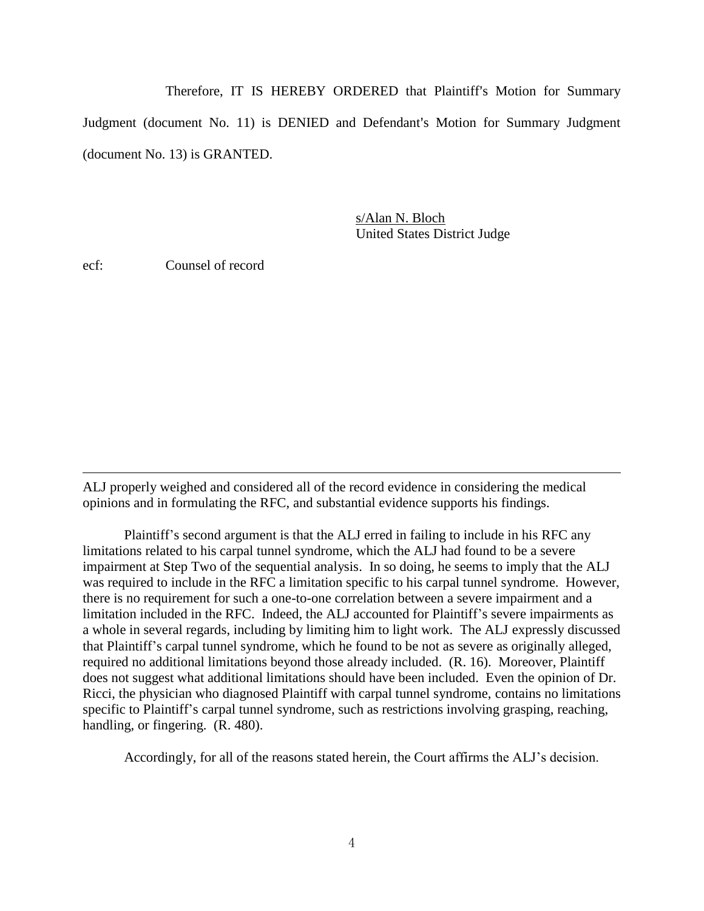Therefore, IT IS HEREBY ORDERED that Plaintiff's Motion for Summary Judgment (document No. 11) is DENIED and Defendant's Motion for Summary Judgment (document No. 13) is GRANTED.

s/Alan N. Bloch
United States District Judge

ecf: Counsel of record

---

ALJ properly weighed and considered all of the record evidence in considering the medical opinions and in formulating the RFC, and substantial evidence supports his findings.

Plaintiff's second argument is that the ALJ erred in failing to include in his RFC any limitations related to his carpal tunnel syndrome, which the ALJ had found to be a severe impairment at Step Two of the sequential analysis. In so doing, he seems to imply that the ALJ was required to include in the RFC a limitation specific to his carpal tunnel syndrome. However, there is no requirement for such a one-to-one correlation between a severe impairment and a limitation included in the RFC. Indeed, the ALJ accounted for Plaintiff's severe impairments as a whole in several regards, including by limiting him to light work. The ALJ expressly discussed that Plaintiff's carpal tunnel syndrome, which he found to be not as severe as originally alleged, required no additional limitations beyond those already included. (R. 16). Moreover, Plaintiff does not suggest what additional limitations should have been included. Even the opinion of Dr. Ricci, the physician who diagnosed Plaintiff with carpal tunnel syndrome, contains no limitations specific to Plaintiff's carpal tunnel syndrome, such as restrictions involving grasping, reaching, handling, or fingering. (R. 480).

Accordingly, for all of the reasons stated herein, the Court affirms the ALJ's decision.